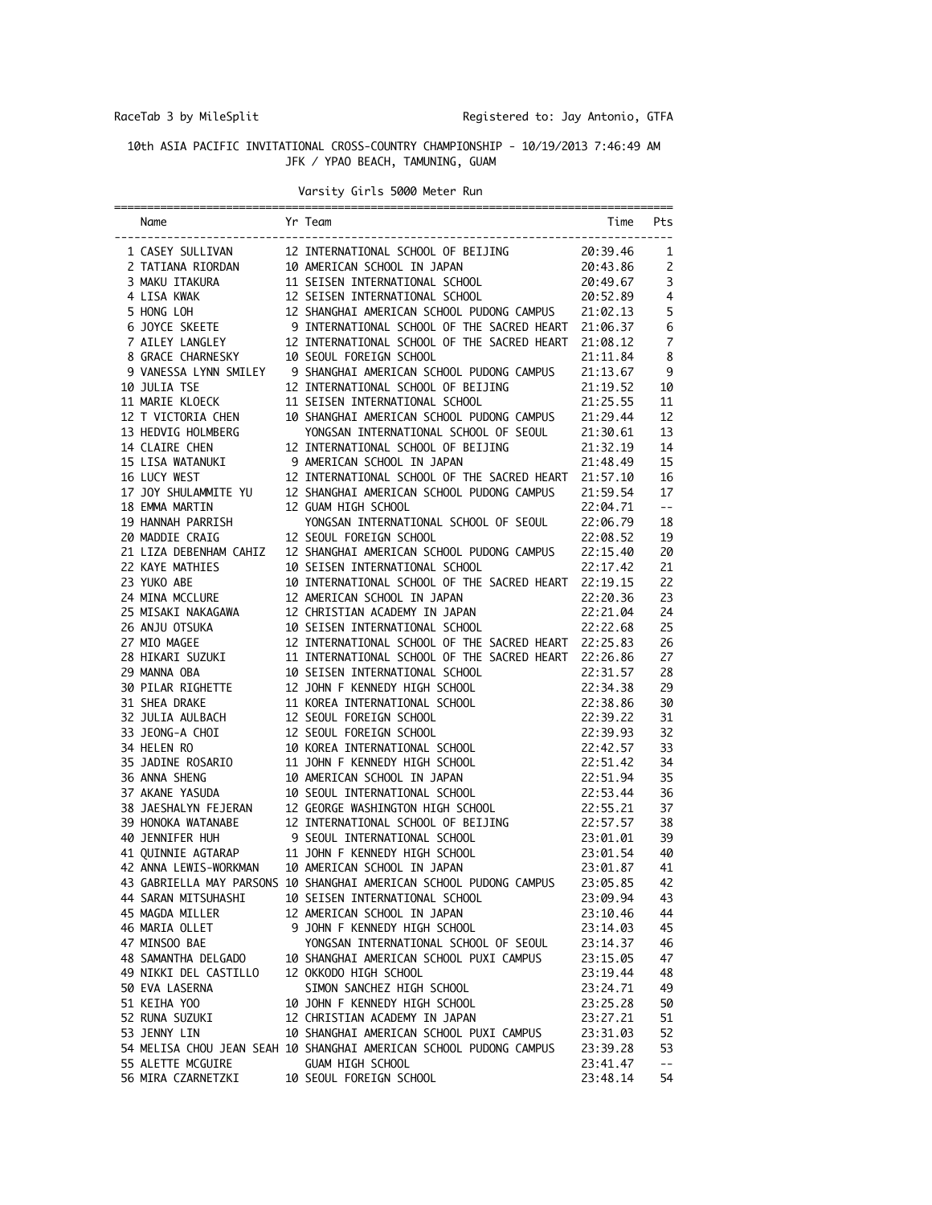RaceTab 3 by MileSplit                                    Registered to: Jay Antonio, GTFA

## 10th ASIA PACIFIC INVITATIONAL CROSS-COUNTRY CHAMPIONSHIP - 10/19/2013 7:46:49 AM
JFK / YPAO BEACH, TAMUNING, GUAM

### Varsity Girls 5000 Meter Run

| Name | Yr | Team | Time | Pts |
|---|---|---|---|---|
| 1 CASEY SULLIVAN | 12 | INTERNATIONAL SCHOOL OF BEIJING | 20:39.46 | 1 |
| 2 TATIANA RIORDAN | 10 | AMERICAN SCHOOL IN JAPAN | 20:43.86 | 2 |
| 3 MAKU ITAKURA | 11 | SEISEN INTERNATIONAL SCHOOL | 20:49.67 | 3 |
| 4 LISA KWAK | 12 | SEISEN INTERNATIONAL SCHOOL | 20:52.89 | 4 |
| 5 HONG LOH | 12 | SHANGHAI AMERICAN SCHOOL PUDONG CAMPUS | 21:02.13 | 5 |
| 6 JOYCE SKEETE | 9 | INTERNATIONAL SCHOOL OF THE SACRED HEART | 21:06.37 | 6 |
| 7 AILEY LANGLEY | 12 | INTERNATIONAL SCHOOL OF THE SACRED HEART | 21:08.12 | 7 |
| 8 GRACE CHARNESKY | 10 | SEOUL FOREIGN SCHOOL | 21:11.84 | 8 |
| 9 VANESSA LYNN SMILEY | 9 | SHANGHAI AMERICAN SCHOOL PUDONG CAMPUS | 21:13.67 | 9 |
| 10 JULIA TSE | 12 | INTERNATIONAL SCHOOL OF BEIJING | 21:19.52 | 10 |
| 11 MARIE KLOECK | 11 | SEISEN INTERNATIONAL SCHOOL | 21:25.55 | 11 |
| 12 T VICTORIA CHEN | 10 | SHANGHAI AMERICAN SCHOOL PUDONG CAMPUS | 21:29.44 | 12 |
| 13 HEDVIG HOLMBERG | | YONGSAN INTERNATIONAL SCHOOL OF SEOUL | 21:30.61 | 13 |
| 14 CLAIRE CHEN | 12 | INTERNATIONAL SCHOOL OF BEIJING | 21:32.19 | 14 |
| 15 LISA WATANUKI | 9 | AMERICAN SCHOOL IN JAPAN | 21:48.49 | 15 |
| 16 LUCY WEST | 12 | INTERNATIONAL SCHOOL OF THE SACRED HEART | 21:57.10 | 16 |
| 17 JOY SHULAMMITE YU | 12 | SHANGHAI AMERICAN SCHOOL PUDONG CAMPUS | 21:59.54 | 17 |
| 18 EMMA MARTIN | 12 | GUAM HIGH SCHOOL | 22:04.71 | -- |
| 19 HANNAH PARRISH | | YONGSAN INTERNATIONAL SCHOOL OF SEOUL | 22:06.79 | 18 |
| 20 MADDIE CRAIG | 12 | SEOUL FOREIGN SCHOOL | 22:08.52 | 19 |
| 21 LIZA DEBENHAM CAHIZ | 12 | SHANGHAI AMERICAN SCHOOL PUDONG CAMPUS | 22:15.40 | 20 |
| 22 KAYE MATHIES | 10 | SEISEN INTERNATIONAL SCHOOL | 22:17.42 | 21 |
| 23 YUKO ABE | 10 | INTERNATIONAL SCHOOL OF THE SACRED HEART | 22:19.15 | 22 |
| 24 MINA MCCLURE | 12 | AMERICAN SCHOOL IN JAPAN | 22:20.36 | 23 |
| 25 MISAKI NAKAGAWA | 12 | CHRISTIAN ACADEMY IN JAPAN | 22:21.04 | 24 |
| 26 ANJU OTSUKA | 10 | SEISEN INTERNATIONAL SCHOOL | 22:22.68 | 25 |
| 27 MIO MAGEE | 12 | INTERNATIONAL SCHOOL OF THE SACRED HEART | 22:25.83 | 26 |
| 28 HIKARI SUZUKI | 11 | INTERNATIONAL SCHOOL OF THE SACRED HEART | 22:26.86 | 27 |
| 29 MANNA OBA | 10 | SEISEN INTERNATIONAL SCHOOL | 22:31.57 | 28 |
| 30 PILAR RIGHETTE | 12 | JOHN F KENNEDY HIGH SCHOOL | 22:34.38 | 29 |
| 31 SHEA DRAKE | 11 | KOREA INTERNATIONAL SCHOOL | 22:38.86 | 30 |
| 32 JULIA AULBACH | 12 | SEOUL FOREIGN SCHOOL | 22:39.22 | 31 |
| 33 JEONG-A CHOI | 12 | SEOUL FOREIGN SCHOOL | 22:39.93 | 32 |
| 34 HELEN RO | 10 | KOREA INTERNATIONAL SCHOOL | 22:42.57 | 33 |
| 35 JADINE ROSARIO | 11 | JOHN F KENNEDY HIGH SCHOOL | 22:51.42 | 34 |
| 36 ANNA SHENG | 10 | AMERICAN SCHOOL IN JAPAN | 22:51.94 | 35 |
| 37 AKANE YASUDA | 10 | SEOUL INTERNATIONAL SCHOOL | 22:53.44 | 36 |
| 38 JAESHALYN FEJERAN | 12 | GEORGE WASHINGTON HIGH SCHOOL | 22:55.21 | 37 |
| 39 HONOKA WATANABE | 12 | INTERNATIONAL SCHOOL OF BEIJING | 22:57.57 | 38 |
| 40 JENNIFER HUH | 9 | SEOUL INTERNATIONAL SCHOOL | 23:01.01 | 39 |
| 41 QUINNIE AGTARAP | 11 | JOHN F KENNEDY HIGH SCHOOL | 23:01.54 | 40 |
| 42 ANNA LEWIS-WORKMAN | 10 | AMERICAN SCHOOL IN JAPAN | 23:01.87 | 41 |
| 43 GABRIELLA MAY PARSONS | 10 | SHANGHAI AMERICAN SCHOOL PUDONG CAMPUS | 23:05.85 | 42 |
| 44 SARAN MITSUHASHI | 10 | SEISEN INTERNATIONAL SCHOOL | 23:09.94 | 43 |
| 45 MAGDA MILLER | 12 | AMERICAN SCHOOL IN JAPAN | 23:10.46 | 44 |
| 46 MARIA OLLET | 9 | JOHN F KENNEDY HIGH SCHOOL | 23:14.03 | 45 |
| 47 MINSOO BAE | | YONGSAN INTERNATIONAL SCHOOL OF SEOUL | 23:14.37 | 46 |
| 48 SAMANTHA DELGADO | 10 | SHANGHAI AMERICAN SCHOOL PUXI CAMPUS | 23:15.05 | 47 |
| 49 NIKKI DEL CASTILLO | 12 | OKKODO HIGH SCHOOL | 23:19.44 | 48 |
| 50 EVA LASERNA | | SIMON SANCHEZ HIGH SCHOOL | 23:24.71 | 49 |
| 51 KEIHA YOO | 10 | JOHN F KENNEDY HIGH SCHOOL | 23:25.28 | 50 |
| 52 RUNA SUZUKI | 12 | CHRISTIAN ACADEMY IN JAPAN | 23:27.21 | 51 |
| 53 JENNY LIN | 10 | SHANGHAI AMERICAN SCHOOL PUXI CAMPUS | 23:31.03 | 52 |
| 54 MELISA CHOU JEAN SEAH | 10 | SHANGHAI AMERICAN SCHOOL PUDONG CAMPUS | 23:39.28 | 53 |
| 55 ALETTE MCGUIRE | | GUAM HIGH SCHOOL | 23:41.47 | -- |
| 56 MIRA CZARNETZKI | 10 | SEOUL FOREIGN SCHOOL | 23:48.14 | 54 |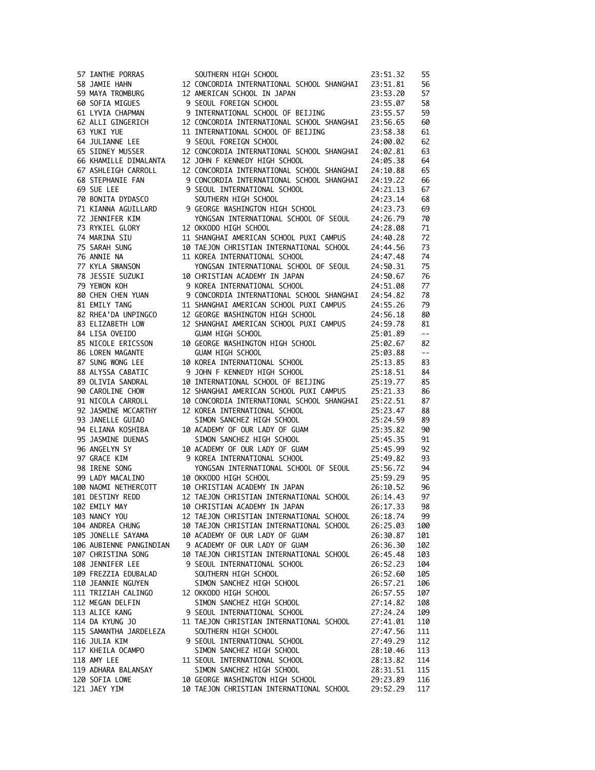| Place | Name | Year | School | Time | Points |
|---|---|---|---|---|---|
| 57 | IANTHE PORRAS | | SOUTHERN HIGH SCHOOL | 23:51.32 | 55 |
| 58 | JAMIE HAHN | 12 | CONCORDIA INTERNATIONAL SCHOOL SHANGHAI | 23:51.81 | 56 |
| 59 | MAYA TROMBURG | 12 | AMERICAN SCHOOL IN JAPAN | 23:53.20 | 57 |
| 60 | SOFIA MIGUES | 9 | SEOUL FOREIGN SCHOOL | 23:55.07 | 58 |
| 61 | LYVIA CHAPMAN | 9 | INTERNATIONAL SCHOOL OF BEIJING | 23:55.57 | 59 |
| 62 | ALLI GINGERICH | 12 | CONCORDIA INTERNATIONAL SCHOOL SHANGHAI | 23:56.65 | 60 |
| 63 | YUKI YUE | 11 | INTERNATIONAL SCHOOL OF BEIJING | 23:58.38 | 61 |
| 64 | JULIANNE LEE | 9 | SEOUL FOREIGN SCHOOL | 24:00.02 | 62 |
| 65 | SIDNEY MUSSER | 12 | CONCORDIA INTERNATIONAL SCHOOL SHANGHAI | 24:02.81 | 63 |
| 66 | KHAMILLE DIMALANTA | 12 | JOHN F KENNEDY HIGH SCHOOL | 24:05.38 | 64 |
| 67 | ASHLEIGH CARROLL | 12 | CONCORDIA INTERNATIONAL SCHOOL SHANGHAI | 24:10.88 | 65 |
| 68 | STEPHANIE FAN | 9 | CONCORDIA INTERNATIONAL SCHOOL SHANGHAI | 24:19.22 | 66 |
| 69 | SUE LEE | 9 | SEOUL INTERNATIONAL SCHOOL | 24:21.13 | 67 |
| 70 | BONITA DYDASCO | | SOUTHERN HIGH SCHOOL | 24:23.14 | 68 |
| 71 | KIANNA AGUILLARD | 9 | GEORGE WASHINGTON HIGH SCHOOL | 24:23.73 | 69 |
| 72 | JENNIFER KIM | | YONGSAN INTERNATIONAL SCHOOL OF SEOUL | 24:26.79 | 70 |
| 73 | RYKIEL GLORY | 12 | OKKODO HIGH SCHOOL | 24:28.08 | 71 |
| 74 | MARINA SIU | 11 | SHANGHAI AMERICAN SCHOOL PUXI CAMPUS | 24:40.28 | 72 |
| 75 | SARAH SUNG | 10 | TAEJON CHRISTIAN INTERNATIONAL SCHOOL | 24:44.56 | 73 |
| 76 | ANNIE NA | 11 | KOREA INTERNATIONAL SCHOOL | 24:47.48 | 74 |
| 77 | KYLA SWANSON | | YONGSAN INTERNATIONAL SCHOOL OF SEOUL | 24:50.31 | 75 |
| 78 | JESSIE SUZUKI | 10 | CHRISTIAN ACADEMY IN JAPAN | 24:50.67 | 76 |
| 79 | YEWON KOH | 9 | KOREA INTERNATIONAL SCHOOL | 24:51.08 | 77 |
| 80 | CHEN CHEN YUAN | 9 | CONCORDIA INTERNATIONAL SCHOOL SHANGHAI | 24:54.82 | 78 |
| 81 | EMILY TANG | 11 | SHANGHAI AMERICAN SCHOOL PUXI CAMPUS | 24:55.26 | 79 |
| 82 | RHEA'DA UNPINGCO | 12 | GEORGE WASHINGTON HIGH SCHOOL | 24:56.18 | 80 |
| 83 | ELIZABETH LOW | 12 | SHANGHAI AMERICAN SCHOOL PUXI CAMPUS | 24:59.78 | 81 |
| 84 | LISA OVEIDO | | GUAM HIGH SCHOOL | 25:01.89 | -- |
| 85 | NICOLE ERICSSON | 10 | GEORGE WASHINGTON HIGH SCHOOL | 25:02.67 | 82 |
| 86 | LOREN MAGANTE | | GUAM HIGH SCHOOL | 25:03.88 | -- |
| 87 | SUNG WONG LEE | 10 | KOREA INTERNATIONAL SCHOOL | 25:13.85 | 83 |
| 88 | ALYSSA CABATIC | 9 | JOHN F KENNEDY HIGH SCHOOL | 25:18.51 | 84 |
| 89 | OLIVIA SANDRAL | 10 | INTERNATIONAL SCHOOL OF BEIJING | 25:19.77 | 85 |
| 90 | CAROLINE CHOW | 12 | SHANGHAI AMERICAN SCHOOL PUXI CAMPUS | 25:21.33 | 86 |
| 91 | NICOLA CARROLL | 10 | CONCORDIA INTERNATIONAL SCHOOL SHANGHAI | 25:22.51 | 87 |
| 92 | JASMINE MCCARTHY | 12 | KOREA INTERNATIONAL SCHOOL | 25:23.47 | 88 |
| 93 | JANELLE GUIAO | | SIMON SANCHEZ HIGH SCHOOL | 25:24.59 | 89 |
| 94 | ELIANA KOSHIBA | 10 | ACADEMY OF OUR LADY OF GUAM | 25:35.82 | 90 |
| 95 | JASMINE DUENAS | | SIMON SANCHEZ HIGH SCHOOL | 25:45.35 | 91 |
| 96 | ANGELYN SY | 10 | ACADEMY OF OUR LADY OF GUAM | 25:45.99 | 92 |
| 97 | GRACE KIM | 9 | KOREA INTERNATIONAL SCHOOL | 25:49.82 | 93 |
| 98 | IRENE SONG | | YONGSAN INTERNATIONAL SCHOOL OF SEOUL | 25:56.72 | 94 |
| 99 | LADY MACALINO | 10 | OKKODO HIGH SCHOOL | 25:59.29 | 95 |
| 100 | NAOMI NETHERCOTT | 10 | CHRISTIAN ACADEMY IN JAPAN | 26:10.52 | 96 |
| 101 | DESTINY REDD | 12 | TAEJON CHRISTIAN INTERNATIONAL SCHOOL | 26:14.43 | 97 |
| 102 | EMILY MAY | 10 | CHRISTIAN ACADEMY IN JAPAN | 26:17.33 | 98 |
| 103 | NANCY YOU | 12 | TAEJON CHRISTIAN INTERNATIONAL SCHOOL | 26:18.74 | 99 |
| 104 | ANDREA CHUNG | 10 | TAEJON CHRISTIAN INTERNATIONAL SCHOOL | 26:25.03 | 100 |
| 105 | JONELLE SAYAMA | 10 | ACADEMY OF OUR LADY OF GUAM | 26:30.87 | 101 |
| 106 | AUBIENNE PANGINDIAN | 9 | ACADEMY OF OUR LADY OF GUAM | 26:36.30 | 102 |
| 107 | CHRISTINA SONG | 10 | TAEJON CHRISTIAN INTERNATIONAL SCHOOL | 26:45.48 | 103 |
| 108 | JENNIFER LEE | 9 | SEOUL INTERNATIONAL SCHOOL | 26:52.23 | 104 |
| 109 | FREZZIA EDUBALAD | | SOUTHERN HIGH SCHOOL | 26:52.60 | 105 |
| 110 | JEANNIE NGUYEN | | SIMON SANCHEZ HIGH SCHOOL | 26:57.21 | 106 |
| 111 | TRIZIAH CALINGO | 12 | OKKODO HIGH SCHOOL | 26:57.55 | 107 |
| 112 | MEGAN DELFIN | | SIMON SANCHEZ HIGH SCHOOL | 27:14.82 | 108 |
| 113 | ALICE KANG | 9 | SEOUL INTERNATIONAL SCHOOL | 27:24.24 | 109 |
| 114 | DA KYUNG JO | 11 | TAEJON CHRISTIAN INTERNATIONAL SCHOOL | 27:41.01 | 110 |
| 115 | SAMANTHA JARDELEZA | | SOUTHERN HIGH SCHOOL | 27:47.56 | 111 |
| 116 | JULIA KIM | 9 | SEOUL INTERNATIONAL SCHOOL | 27:49.29 | 112 |
| 117 | KHEILA OCAMPO | | SIMON SANCHEZ HIGH SCHOOL | 28:10.46 | 113 |
| 118 | AMY LEE | 11 | SEOUL INTERNATIONAL SCHOOL | 28:13.82 | 114 |
| 119 | ADHARA BALANSAY | | SIMON SANCHEZ HIGH SCHOOL | 28:31.51 | 115 |
| 120 | SOFIA LOWE | 10 | GEORGE WASHINGTON HIGH SCHOOL | 29:23.89 | 116 |
| 121 | JAEY YIM | 10 | TAEJON CHRISTIAN INTERNATIONAL SCHOOL | 29:52.29 | 117 |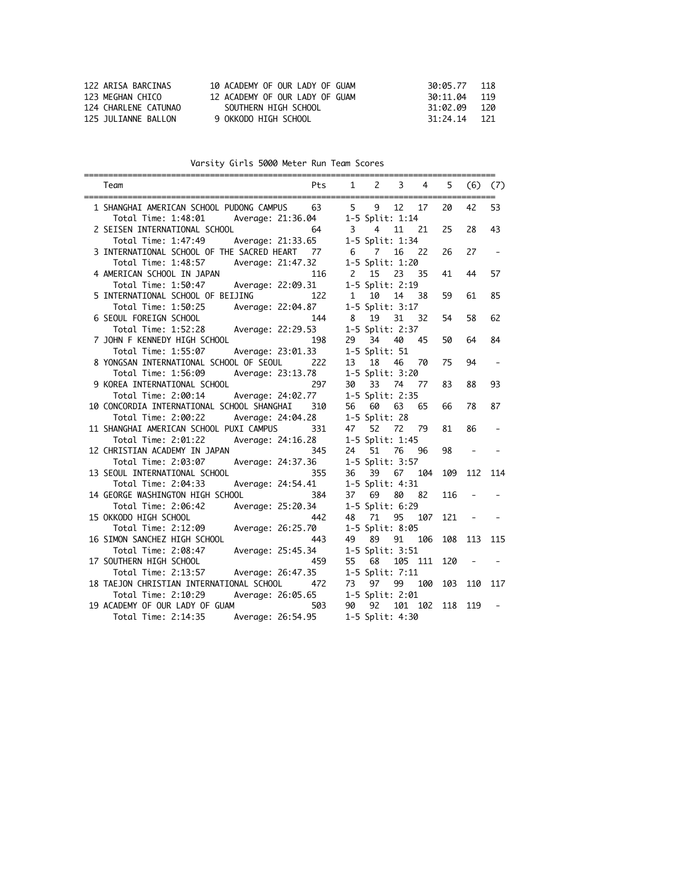| | | | | |
|---|---|---|---|---|
| 122 | ARISA BARCINAS | 10 ACADEMY OF OUR LADY OF GUAM | 30:05.77 | 118 |
| 123 | MEGHAN CHICO | 12 ACADEMY OF OUR LADY OF GUAM | 30:11.04 | 119 |
| 124 | CHARLENE CATUNAO | SOUTHERN HIGH SCHOOL | 31:02.09 | 120 |
| 125 | JULIANNE BALLON | 9 OKKODO HIGH SCHOOL | 31:24.14 | 121 |

## Varsity Girls 5000 Meter Run Team Scores

| Team | Pts | 1 | 2 | 3 | 4 | 5 | (6) | (7) |
|---|---|---|---|---|---|---|---|---|
| 1 SHANGHAI AMERICAN SCHOOL PUDONG CAMPUS | 63 | 5 | 9 | 12 | 17 | 20 | 42 | 53 |
| Total Time: 1:48:01 Average: 21:36.04 | | 1-5 Split: 1:14 | | | | | | |
| 2 SEISEN INTERNATIONAL SCHOOL | 64 | 3 | 4 | 11 | 21 | 25 | 28 | 43 |
| Total Time: 1:47:49 Average: 21:33.65 | | 1-5 Split: 1:34 | | | | | | |
| 3 INTERNATIONAL SCHOOL OF THE SACRED HEART | 77 | 6 | 7 | 16 | 22 | 26 | 27 | - |
| Total Time: 1:48:57 Average: 21:47.32 | | 1-5 Split: 1:20 | | | | | | |
| 4 AMERICAN SCHOOL IN JAPAN | 116 | 2 | 15 | 23 | 35 | 41 | 44 | 57 |
| Total Time: 1:50:47 Average: 22:09.31 | | 1-5 Split: 2:19 | | | | | | |
| 5 INTERNATIONAL SCHOOL OF BEIJING | 122 | 1 | 10 | 14 | 38 | 59 | 61 | 85 |
| Total Time: 1:50:25 Average: 22:04.87 | | 1-5 Split: 3:17 | | | | | | |
| 6 SEOUL FOREIGN SCHOOL | 144 | 8 | 19 | 31 | 32 | 54 | 58 | 62 |
| Total Time: 1:52:28 Average: 22:29.53 | | 1-5 Split: 2:37 | | | | | | |
| 7 JOHN F KENNEDY HIGH SCHOOL | 198 | 29 | 34 | 40 | 45 | 50 | 64 | 84 |
| Total Time: 1:55:07 Average: 23:01.33 | | 1-5 Split: 51 | | | | | | |
| 8 YONGSAN INTERNATIONAL SCHOOL OF SEOUL | 222 | 13 | 18 | 46 | 70 | 75 | 94 | - |
| Total Time: 1:56:09 Average: 23:13.78 | | 1-5 Split: 3:20 | | | | | | |
| 9 KOREA INTERNATIONAL SCHOOL | 297 | 30 | 33 | 74 | 77 | 83 | 88 | 93 |
| Total Time: 2:00:14 Average: 24:02.77 | | 1-5 Split: 2:35 | | | | | | |
| 10 CONCORDIA INTERNATIONAL SCHOOL SHANGHAI | 310 | 56 | 60 | 63 | 65 | 66 | 78 | 87 |
| Total Time: 2:00:22 Average: 24:04.28 | | 1-5 Split: 28 | | | | | | |
| 11 SHANGHAI AMERICAN SCHOOL PUXI CAMPUS | 331 | 47 | 52 | 72 | 79 | 81 | 86 | - |
| Total Time: 2:01:22 Average: 24:16.28 | | 1-5 Split: 1:45 | | | | | | |
| 12 CHRISTIAN ACADEMY IN JAPAN | 345 | 24 | 51 | 76 | 96 | 98 | - | - |
| Total Time: 2:03:07 Average: 24:37.36 | | 1-5 Split: 3:57 | | | | | | |
| 13 SEOUL INTERNATIONAL SCHOOL | 355 | 36 | 39 | 67 | 104 | 109 | 112 | 114 |
| Total Time: 2:04:33 Average: 24:54.41 | | 1-5 Split: 4:31 | | | | | | |
| 14 GEORGE WASHINGTON HIGH SCHOOL | 384 | 37 | 69 | 80 | 82 | 116 | - | - |
| Total Time: 2:06:42 Average: 25:20.34 | | 1-5 Split: 6:29 | | | | | | |
| 15 OKKODO HIGH SCHOOL | 442 | 48 | 71 | 95 | 107 | 121 | - | - |
| Total Time: 2:12:09 Average: 26:25.70 | | 1-5 Split: 8:05 | | | | | | |
| 16 SIMON SANCHEZ HIGH SCHOOL | 443 | 49 | 89 | 91 | 106 | 108 | 113 | 115 |
| Total Time: 2:08:47 Average: 25:45.34 | | 1-5 Split: 3:51 | | | | | | |
| 17 SOUTHERN HIGH SCHOOL | 459 | 55 | 68 | 105 | 111 | 120 | - | - |
| Total Time: 2:13:57 Average: 26:47.35 | | 1-5 Split: 7:11 | | | | | | |
| 18 TAEJON CHRISTIAN INTERNATIONAL SCHOOL | 472 | 73 | 97 | 99 | 100 | 103 | 110 | 117 |
| Total Time: 2:10:29 Average: 26:05.65 | | 1-5 Split: 2:01 | | | | | | |
| 19 ACADEMY OF OUR LADY OF GUAM | 503 | 90 | 92 | 101 | 102 | 118 | 119 | - |
| Total Time: 2:14:35 Average: 26:54.95 | | 1-5 Split: 4:30 | | | | | | |